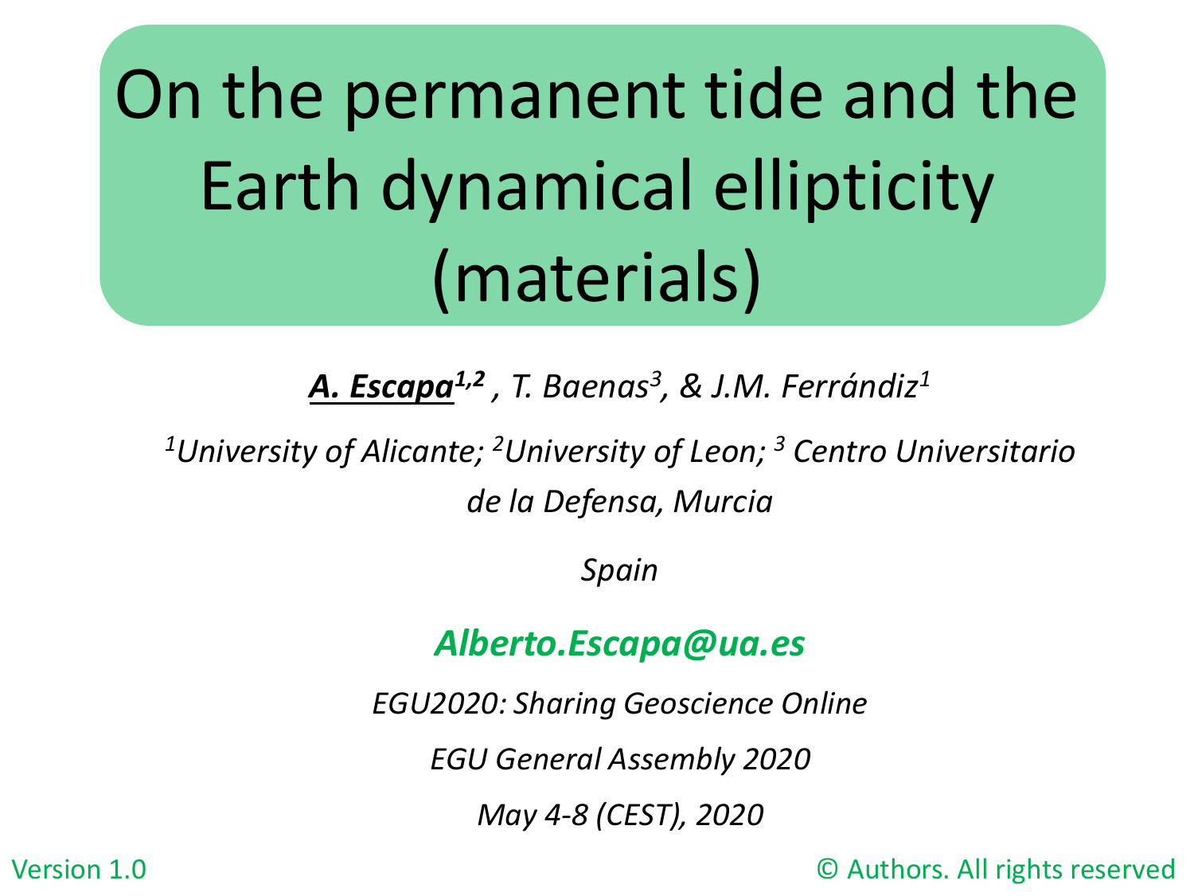# On the permanent tide and the Earth dynamical ellipticity (materials)

***A. Escapa***[1,2] *, T. Baenas*[3]*, & J.M. Ferrándiz*[1]

[1]*University of Alicante;* [2]*University of Leon;* [3] *Centro Universitario de la Defensa, Murcia*

*Spain*

***Alberto.Escapa@ua.es***

*EGU2020: Sharing Geoscience Online*

*EGU General Assembly 2020*

*May 4-8 (CEST), 2020*

Version 1.0

© Authors. All rights reserved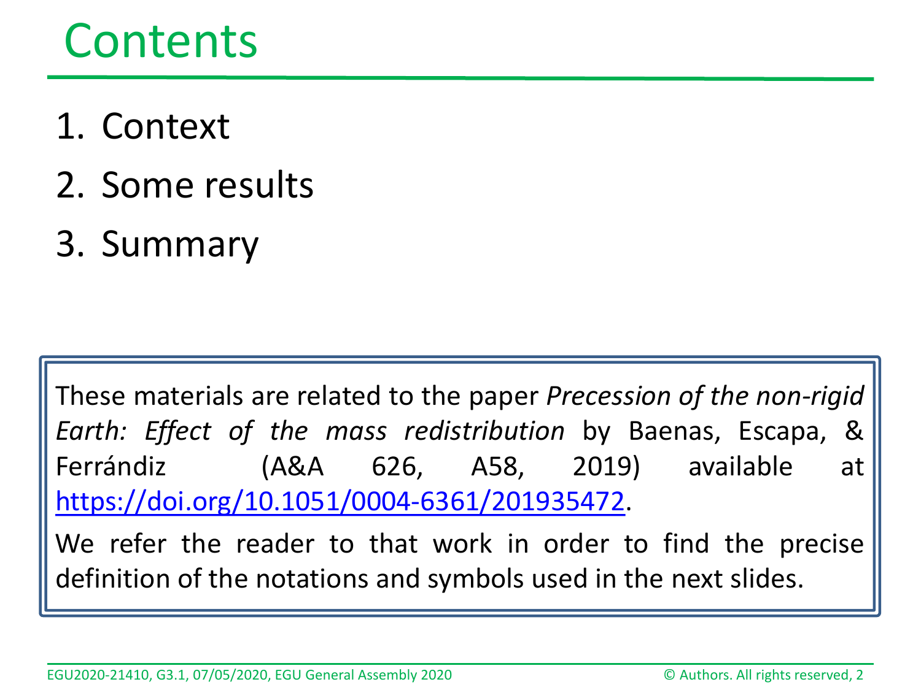# Contents

1. Context
2. Some results
3. Summary

These materials are related to the paper *Precession of the non-rigid Earth: Effect of the mass redistribution* by Baenas, Escapa, & Ferrándiz (A&A 626, A58, 2019) available at https://doi.org/10.1051/0004-6361/201935472.

We refer the reader to that work in order to find the precise definition of the notations and symbols used in the next slides.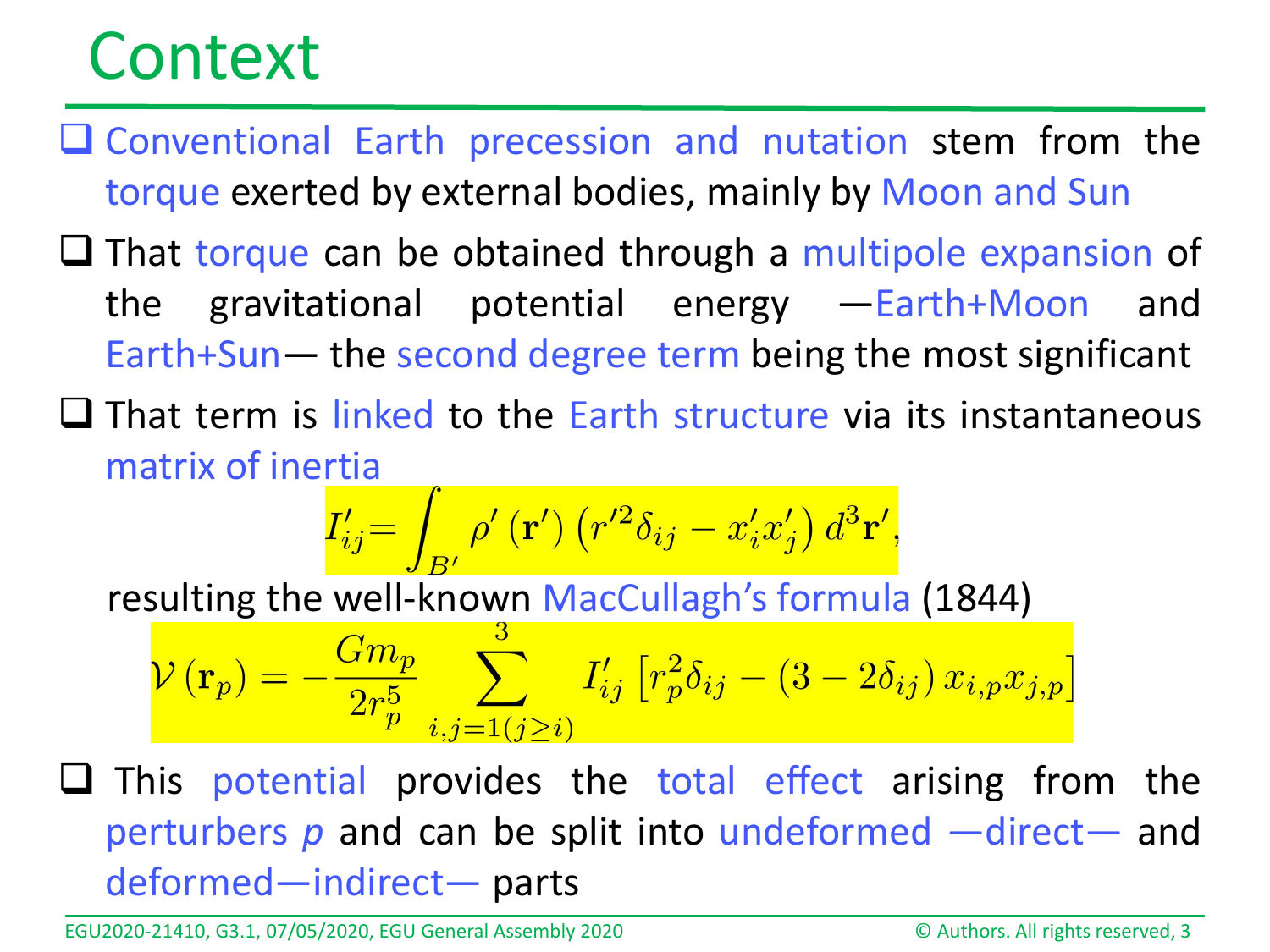# Context

- Conventional Earth precession and nutation stem from the torque exerted by external bodies, mainly by Moon and Sun
- That torque can be obtained through a multipole expansion of the gravitational potential energy —Earth+Moon and Earth+Sun— the second degree term being the most significant
- That term is linked to the Earth structure via its instantaneous matrix of inertia

$$I'_{ij} = \int_{B'} \rho' \left(\mathbf{r}'\right) \left(r'^2 \delta_{ij} - x'_i x'_j\right) d^3\mathbf{r}',$$

  resulting the well-known MacCullagh's formula (1844)

$$\mathcal{V}\left(\mathbf{r}_p\right) = -\frac{G m_p}{2 r_p^5} \sum_{i,j=1 (j \geq i)}^{3} I'_{ij} \left[r_p^2 \delta_{ij} - \left(3 - 2\delta_{ij}\right) x_{i,p} x_{j,p}\right]$$

- This potential provides the total effect arising from the perturbers $p$ and can be split into undeformed —direct— and deformed—indirect— parts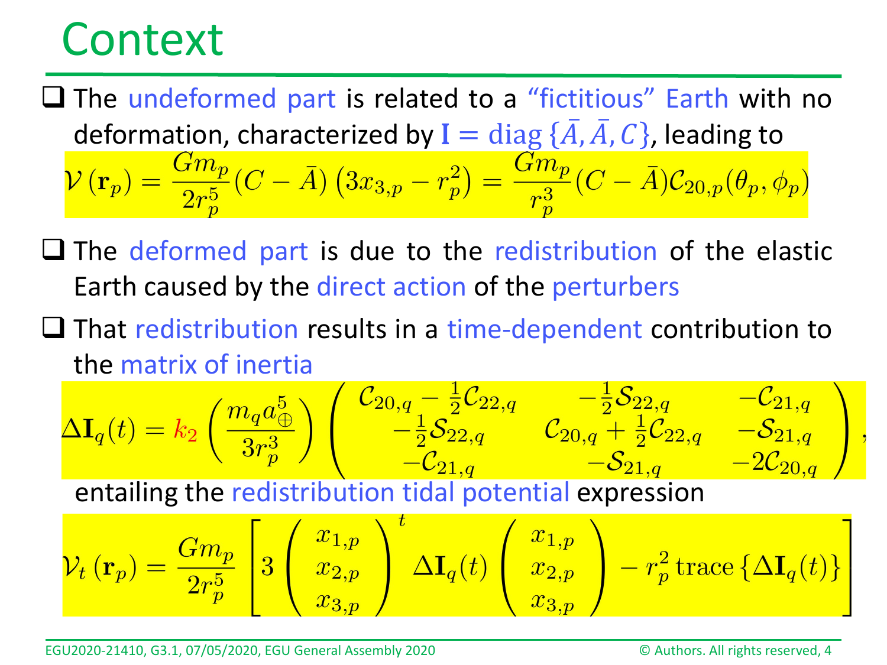# Context

- The undeformed part is related to a "fictitious" Earth with no deformation, characterized by $\mathbf{I} = \text{diag}\left\{\bar{A}, \bar{A}, C\right\}$, leading to

$$\mathcal{V}\left(\mathbf{r}_p\right) = \frac{G m_p}{2 r_p^5}(C - \bar{A})\left(3x_{3,p} - r_p^2\right) = \frac{G m_p}{r_p^3}(C - \bar{A})\mathcal{C}_{20,p}(\theta_p, \phi_p)$$

- The deformed part is due to the redistribution of the elastic Earth caused by the direct action of the perturbers

- That redistribution results in a time-dependent contribution to the matrix of inertia

$$\Delta\mathbf{I}_q(t) = k_2 \left(\frac{m_q a_\oplus^5}{3 r_p^3}\right) \begin{pmatrix} \mathcal{C}_{20,q} - \frac{1}{2}\mathcal{C}_{22,q} & -\frac{1}{2}\mathcal{S}_{22,q} & -\mathcal{C}_{21,q} \\ -\frac{1}{2}\mathcal{S}_{22,q} & \mathcal{C}_{20,q} + \frac{1}{2}\mathcal{C}_{22,q} & -\mathcal{S}_{21,q} \\ -\mathcal{C}_{21,q} & -\mathcal{S}_{21,q} & -2\mathcal{C}_{20,q} \end{pmatrix},$$

entailing the redistribution tidal potential expression

$$\mathcal{V}_t\left(\mathbf{r}_p\right) = \frac{G m_p}{2 r_p^5}\left[3\begin{pmatrix} x_{1,p} \\ x_{2,p} \\ x_{3,p} \end{pmatrix}^t \Delta\mathbf{I}_q(t) \begin{pmatrix} x_{1,p} \\ x_{2,p} \\ x_{3,p} \end{pmatrix} - r_p^2 \,\text{trace}\left\{\Delta\mathbf{I}_q(t)\right\}\right]$$

EGU2020-21410, G3.1, 07/05/2020, EGU General Assembly 2020

© Authors. All rights reserved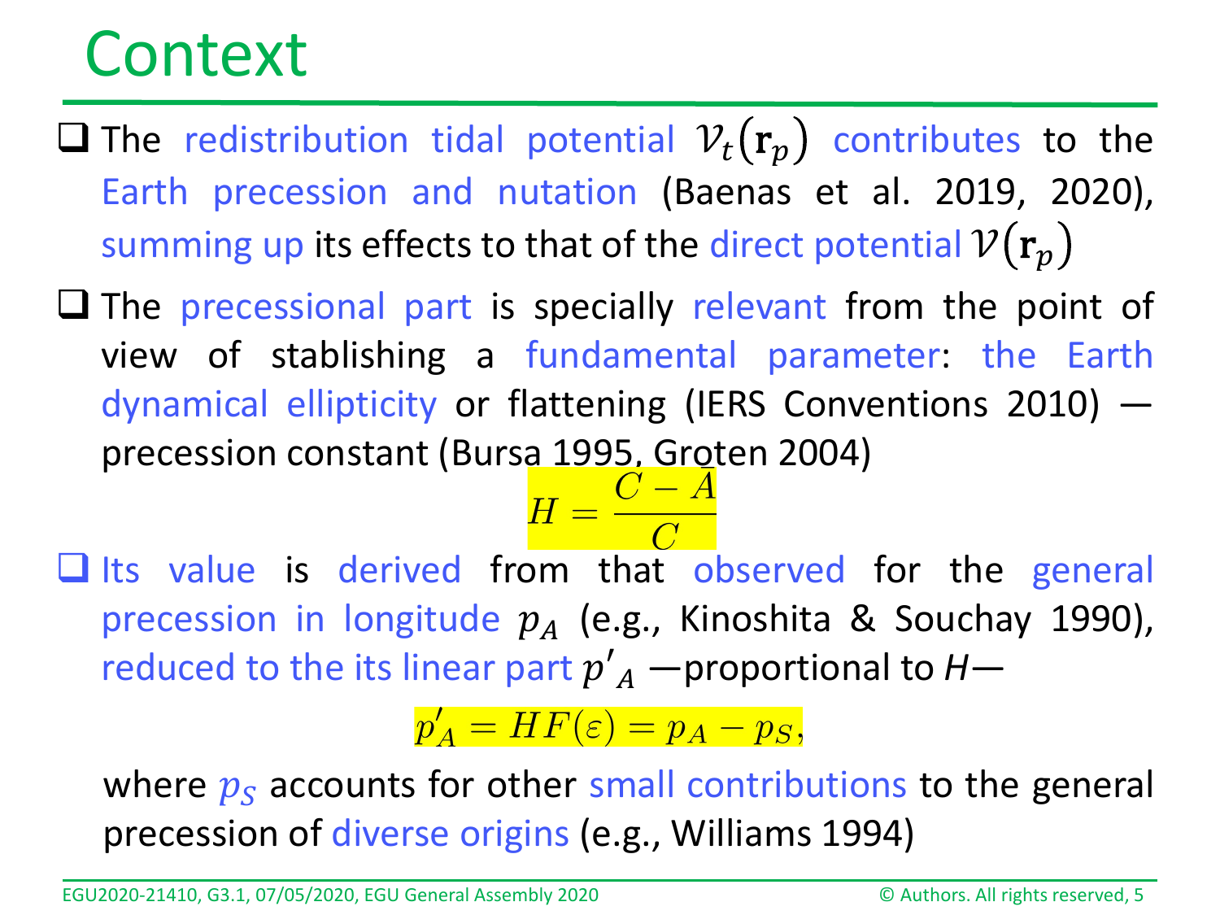# Context

- The redistribution tidal potential $\mathcal{V}_t(\mathbf{r}_p)$ contributes to the Earth precession and nutation (Baenas et al. 2019, 2020), summing up its effects to that of the direct potential $\mathcal{V}(\mathbf{r}_p)$
- The precessional part is specially relevant from the point of view of stablishing a fundamental parameter: the Earth dynamical ellipticity or flattening (IERS Conventions 2010) —precession constant (Bursa 1995, Groten 2004)

$$H = \frac{C - A}{C}$$

- Its value is derived from that observed for the general precession in longitude $p_A$ (e.g., Kinoshita & Souchay 1990), reduced to the its linear part $p'_A$ —proportional to $H$—

$$p'_A = HF(\varepsilon) = p_A - p_S,$$

where $p_S$ accounts for other small contributions to the general precession of diverse origins (e.g., Williams 1994)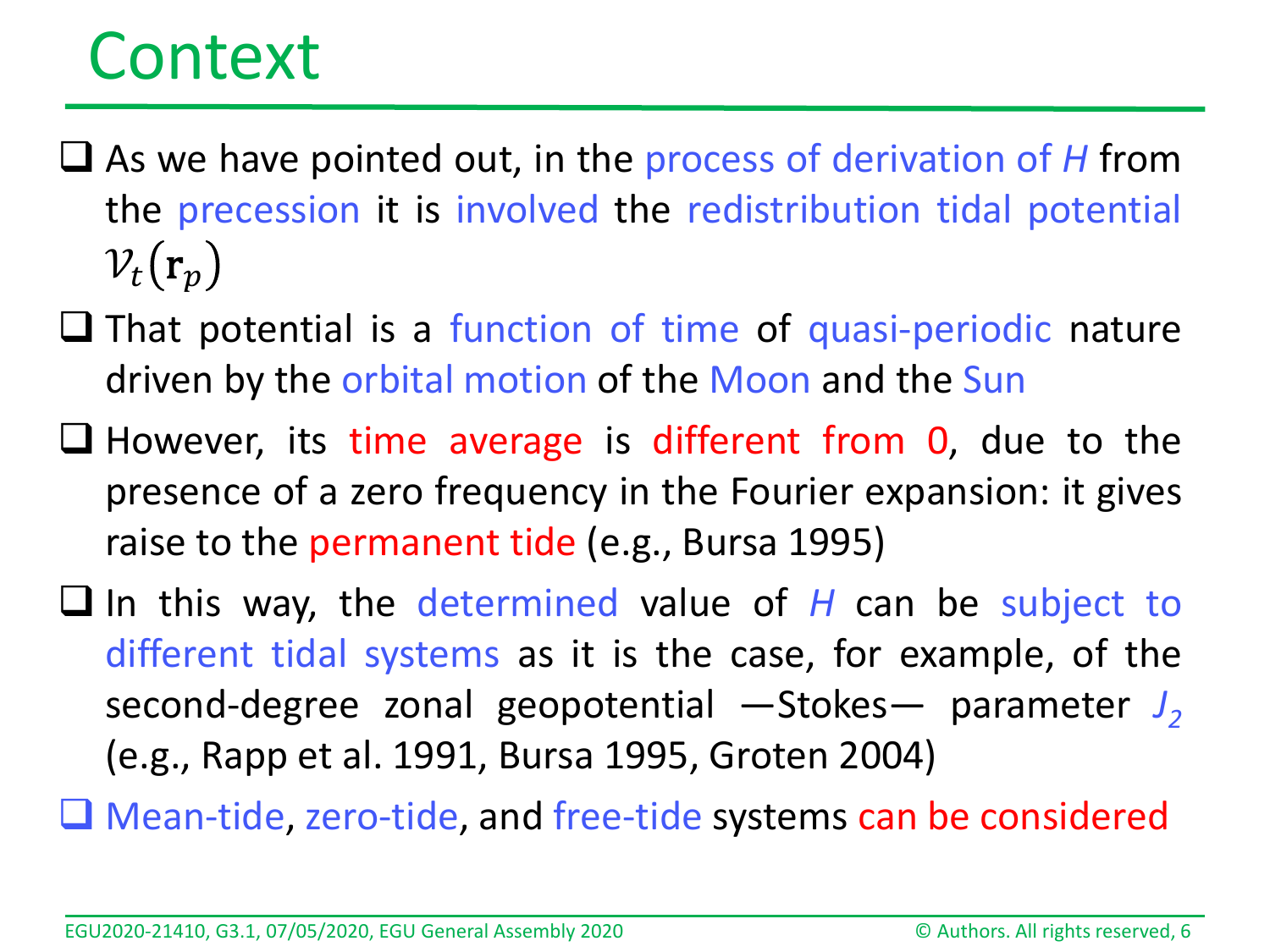# Context

- As we have pointed out, in the process of derivation of *H* from the precession it is involved the redistribution tidal potential $\mathcal{V}_t(\mathbf{r}_p)$
- That potential is a function of time of quasi-periodic nature driven by the orbital motion of the Moon and the Sun
- However, its time average is different from 0, due to the presence of a zero frequency in the Fourier expansion: it gives raise to the permanent tide (e.g., Bursa 1995)
- In this way, the determined value of *H* can be subject to different tidal systems as it is the case, for example, of the second-degree zonal geopotential —Stokes— parameter $J_2$ (e.g., Rapp et al. 1991, Bursa 1995, Groten 2004)
- Mean-tide, zero-tide, and free-tide systems can be considered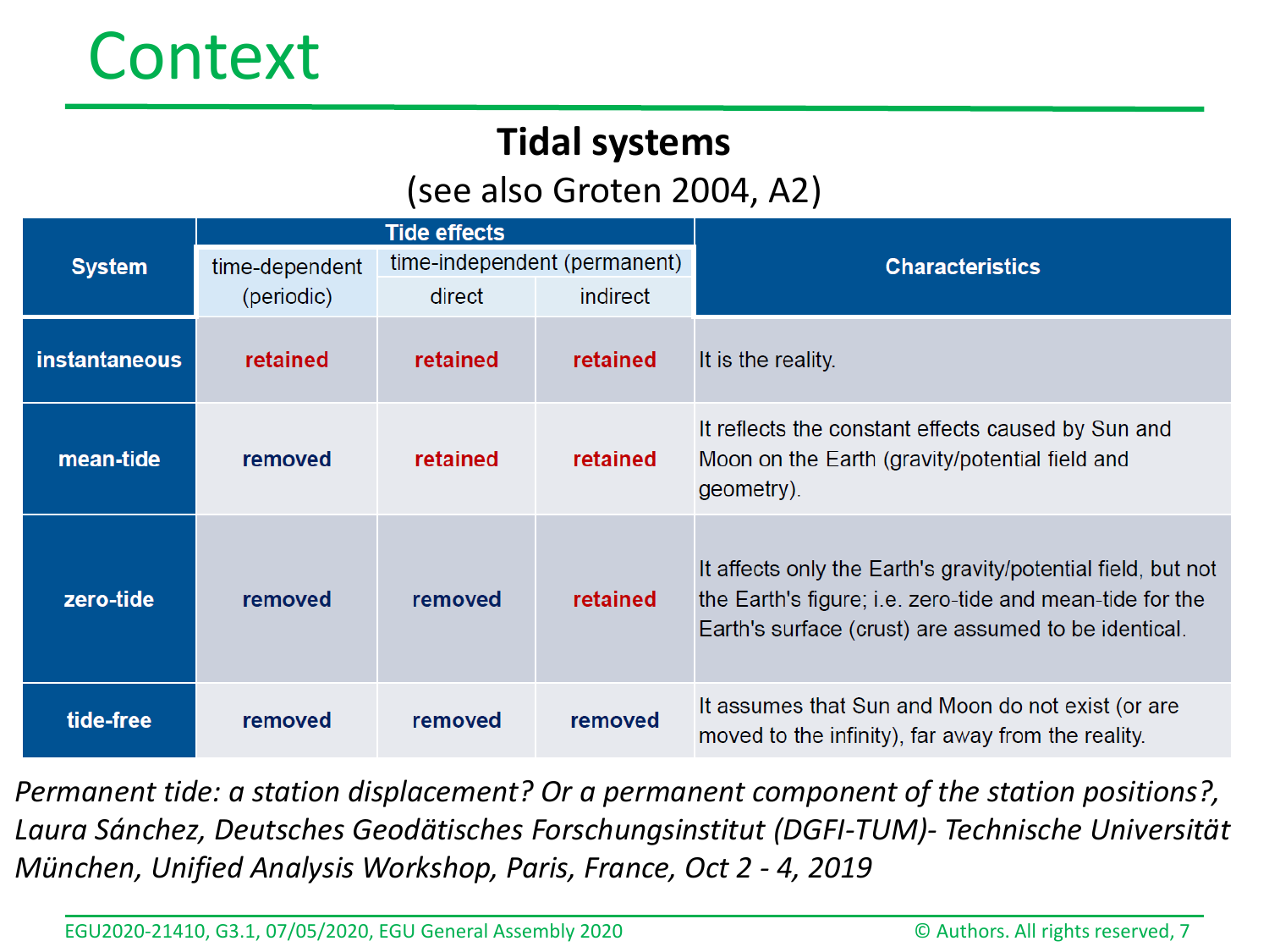# Context

## Tidal systems

(see also Groten 2004, A2)

| System | Tide effects | | | Characteristics |
|---|---|---|---|---|
| | time-dependent (periodic) | time-independent (permanent) | | |
| | | direct | indirect | |
| **instantaneous** | retained | retained | retained | It is the reality. |
| **mean-tide** | removed | retained | retained | It reflects the constant effects caused by Sun and Moon on the Earth (gravity/potential field and geometry). |
| **zero-tide** | removed | removed | retained | It affects only the Earth's gravity/potential field, but not the Earth's figure; i.e. zero-tide and mean-tide for the Earth's surface (crust) are assumed to be identical. |
| **tide-free** | removed | removed | removed | It assumes that Sun and Moon do not exist (or are moved to the infinity), far away from the reality. |

*Permanent tide: a station displacement? Or a permanent component of the station positions?, Laura Sánchez, Deutsches Geodätisches Forschungsinstitut (DGFI-TUM)- Technische Universität München, Unified Analysis Workshop, Paris, France, Oct 2 - 4, 2019*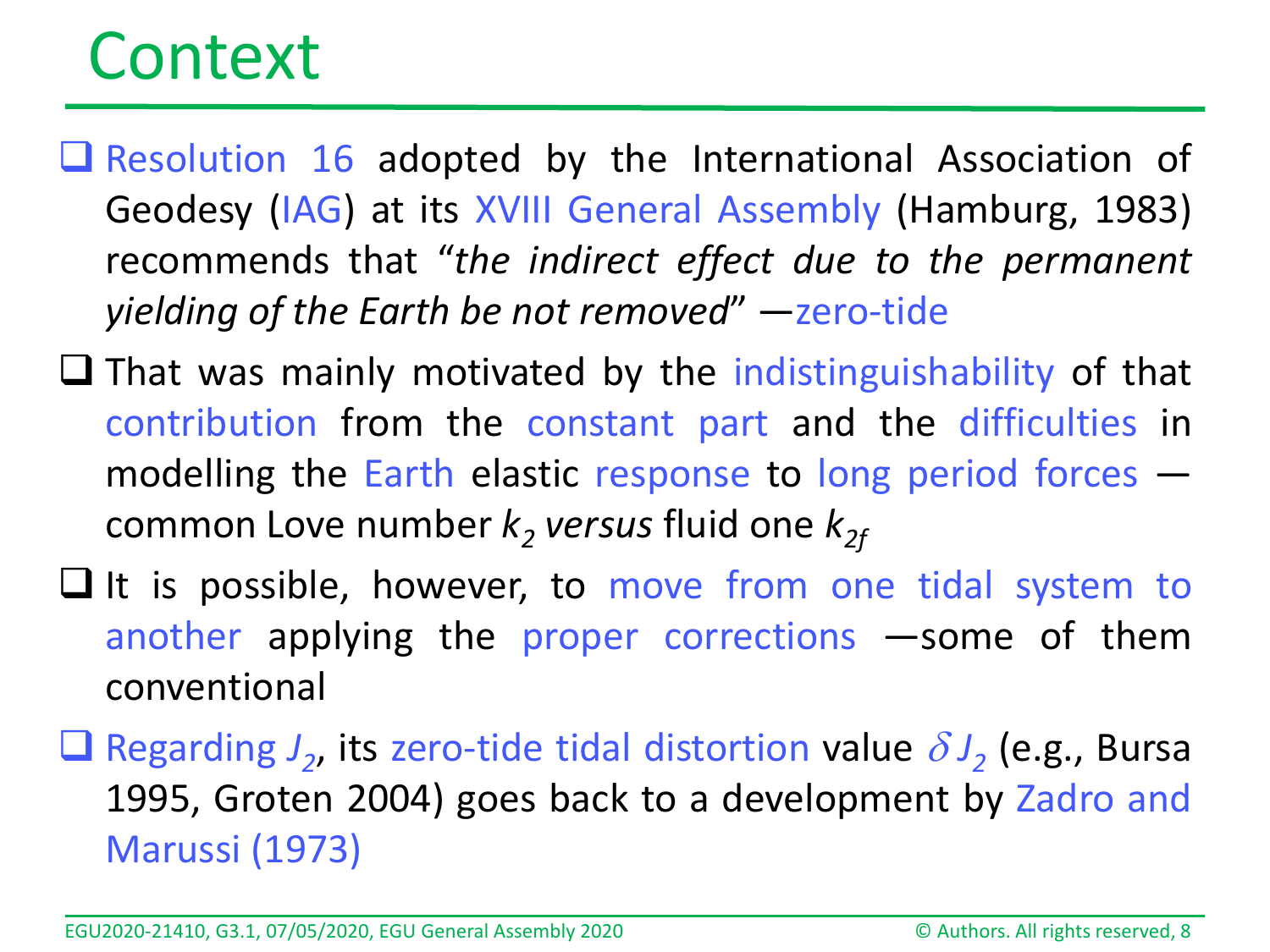# Context

- Resolution 16 adopted by the International Association of Geodesy (IAG) at its XVIII General Assembly (Hamburg, 1983) recommends that "*the indirect effect due to the permanent yielding of the Earth be not removed*" —zero-tide
- That was mainly motivated by the indistinguishability of that contribution from the constant part and the difficulties in modelling the Earth elastic response to long period forces — common Love number $k_2$ *versus* fluid one $k_{2f}$
- It is possible, however, to move from one tidal system to another applying the proper corrections —some of them conventional
- Regarding $J_2$, its zero-tide tidal distortion value $\delta J_2$ (e.g., Bursa 1995, Groten 2004) goes back to a development by Zadro and Marussi (1973)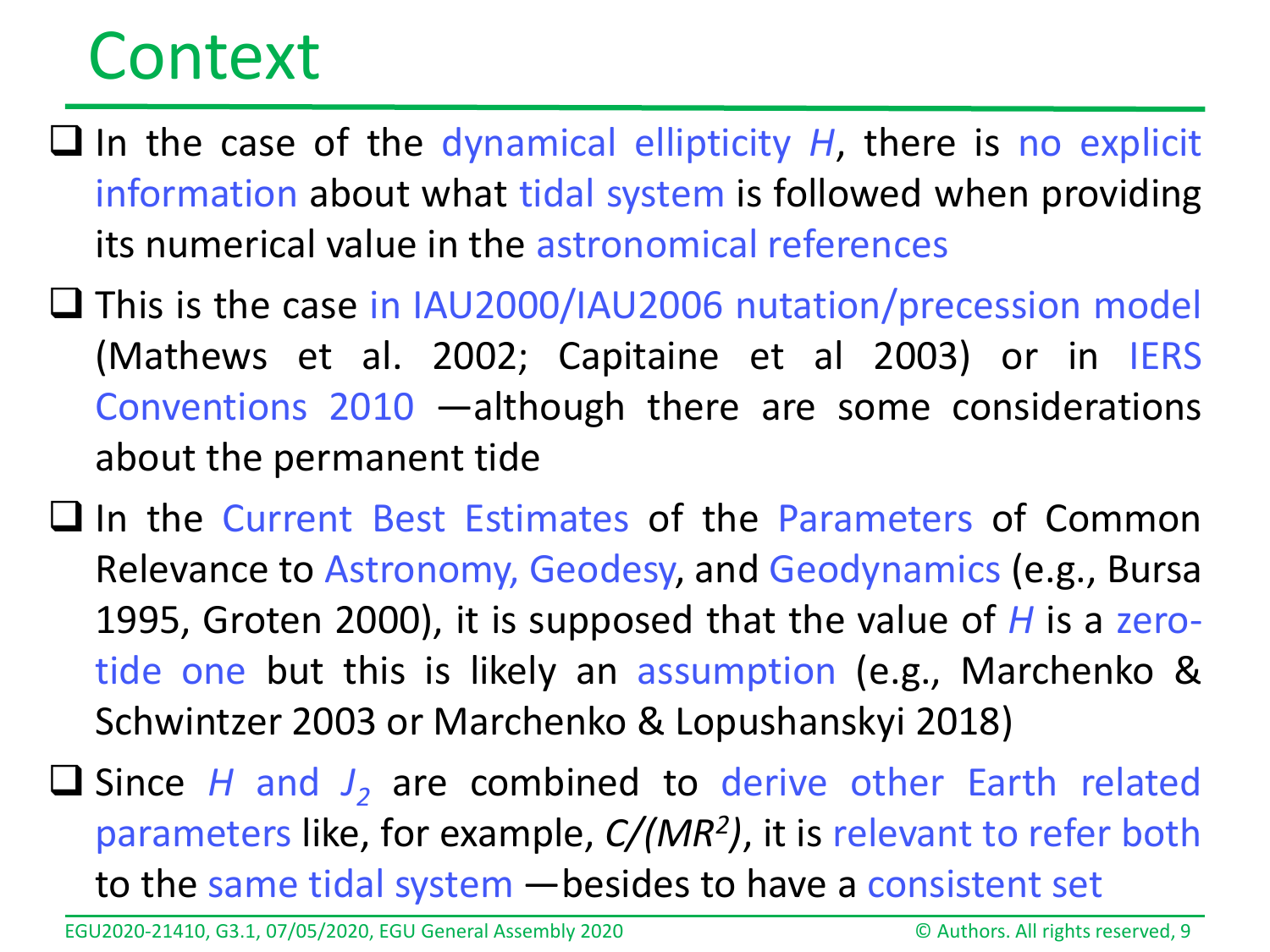# Context

- In the case of the dynamical ellipticity $H$, there is no explicit information about what tidal system is followed when providing its numerical value in the astronomical references
- This is the case in IAU2000/IAU2006 nutation/precession model (Mathews et al. 2002; Capitaine et al 2003) or in IERS Conventions 2010 —although there are some considerations about the permanent tide
- In the Current Best Estimates of the Parameters of Common Relevance to Astronomy, Geodesy, and Geodynamics (e.g., Bursa 1995, Groten 2000), it is supposed that the value of $H$ is a zero-tide one but this is likely an assumption (e.g., Marchenko & Schwintzer 2003 or Marchenko & Lopushanskyi 2018)
- Since $H$ and $J_2$ are combined to derive other Earth related parameters like, for example, $C/(MR^2)$, it is relevant to refer both to the same tidal system —besides to have a consistent set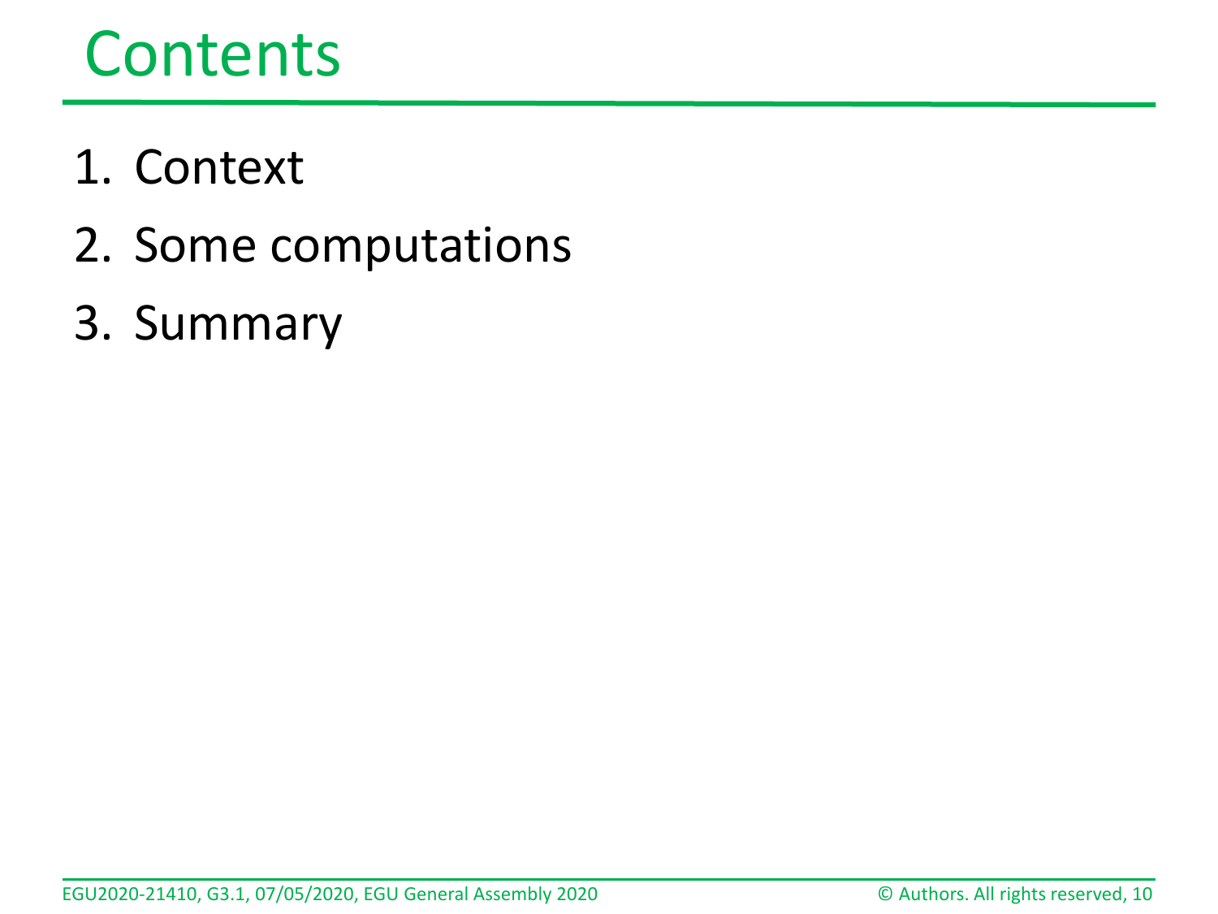# Contents

1. Context
2. Some computations
3. Summary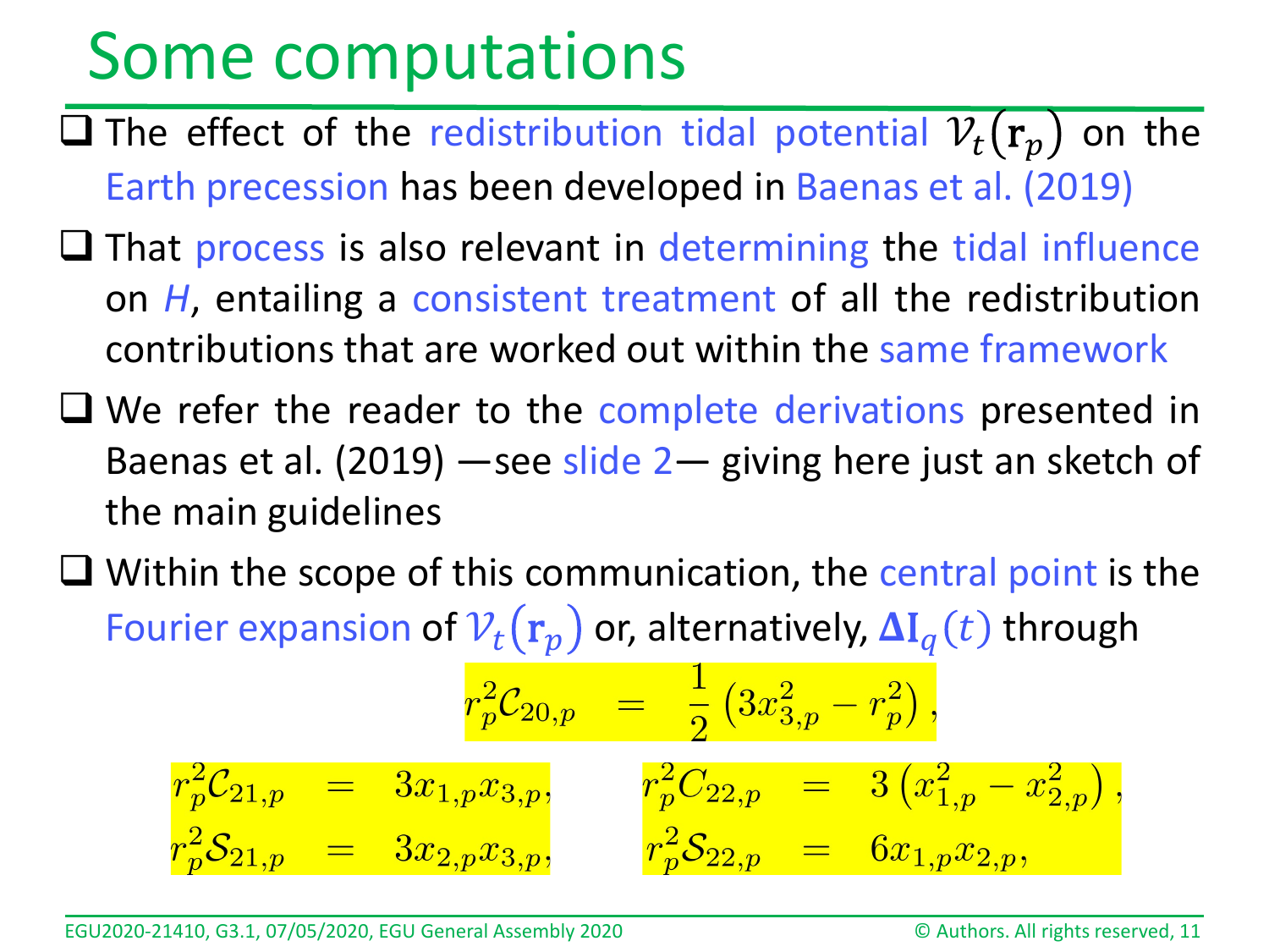# Some computations

- The effect of the redistribution tidal potential $\mathcal{V}_t(\mathbf{r}_p)$ on the Earth precession has been developed in Baenas et al. (2019)
- That process is also relevant in determining the tidal influence on *H*, entailing a consistent treatment of all the redistribution contributions that are worked out within the same framework
- We refer the reader to the complete derivations presented in Baenas et al. (2019) —see slide 2— giving here just an sketch of the main guidelines
- Within the scope of this communication, the central point is the Fourier expansion of $\mathcal{V}_t(\mathbf{r}_p)$ or, alternatively, $\mathbf{\Delta I}_q(t)$ through

$$r_p^2 \mathcal{C}_{20,p} = \frac{1}{2}\left(3x_{3,p}^2 - r_p^2\right),$$

$$r_p^2 \mathcal{C}_{21,p} = 3x_{1,p}x_{3,p}, \qquad r_p^2 C_{22,p} = 3\left(x_{1,p}^2 - x_{2,p}^2\right),$$

$$r_p^2 \mathcal{S}_{21,p} = 3x_{2,p}x_{3,p}, \qquad r_p^2 \mathcal{S}_{22,p} = 6x_{1,p}x_{2,p},$$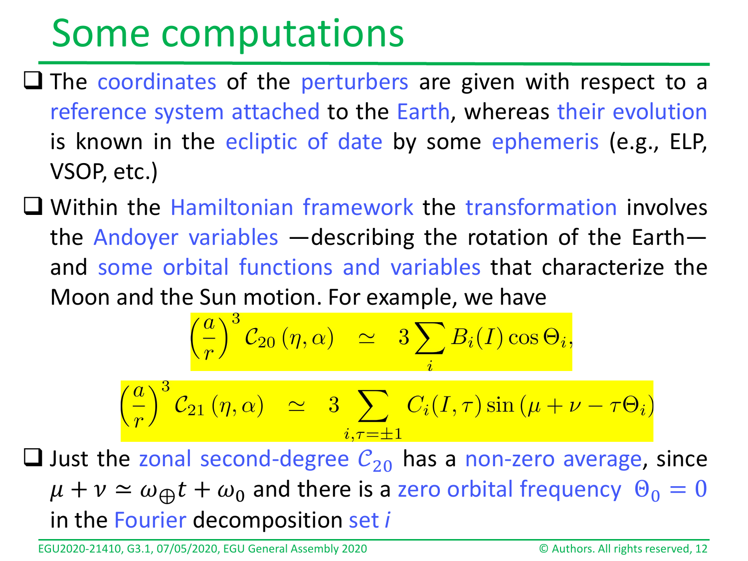# Some computations

- The coordinates of the perturbers are given with respect to a reference system attached to the Earth, whereas their evolution is known in the ecliptic of date by some ephemeris (e.g., ELP, VSOP, etc.)
- Within the Hamiltonian framework the transformation involves the Andoyer variables —describing the rotation of the Earth— and some orbital functions and variables that characterize the Moon and the Sun motion. For example, we have

$$\left(\frac{a}{r}\right)^3 \mathcal{C}_{20}\left(\eta, \alpha\right) \simeq 3 \sum_i B_i(I) \cos \Theta_i,$$

$$\left(\frac{a}{r}\right)^3 \mathcal{C}_{21}\left(\eta, \alpha\right) \simeq 3 \sum_{i,\tau=\pm 1} C_i(I, \tau) \sin\left(\mu + \nu - \tau \Theta_i\right)$$

- Just the zonal second-degree $\mathcal{C}_{20}$ has a non-zero average, since $\mu + \nu \simeq \omega_{\oplus} t + \omega_0$ and there is a zero orbital frequency $\Theta_0 = 0$ in the Fourier decomposition set *i*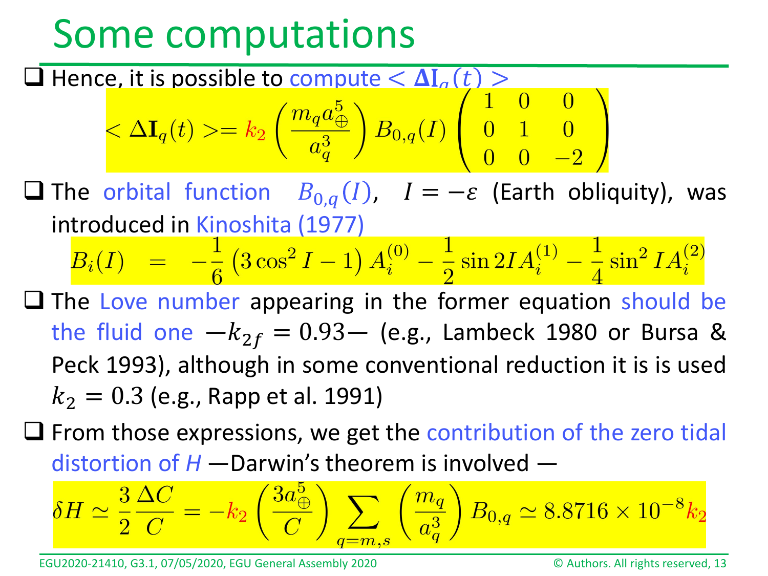# Some computations

- Hence, it is possible to compute $< \mathbf{\Delta I}_q(t) >$

$$< \Delta \mathbf{I}_q(t) >= k_2 \left( \frac{m_q a_\oplus^5}{a_q^3} \right) B_{0,q}(I) \begin{pmatrix} 1 & 0 & 0 \\ 0 & 1 & 0 \\ 0 & 0 & -2 \end{pmatrix}$$

- The orbital function $B_{0,q}(I)$, $I = -\varepsilon$ (Earth obliquity), was introduced in Kinoshita (1977)

$$B_i(I) \quad = \quad -\frac{1}{6}\left(3\cos^2 I - 1\right) A_i^{(0)} - \frac{1}{2}\sin 2I A_i^{(1)} - \frac{1}{4}\sin^2 I A_i^{(2)}$$

- The Love number appearing in the former equation should be the fluid one —$k_{2f} = 0.93$— (e.g., Lambeck 1980 or Bursa & Peck 1993), although in some conventional reduction it is is used $k_2 = 0.3$ (e.g., Rapp et al. 1991)

- From those expressions, we get the contribution of the zero tidal distortion of *H* —Darwin's theorem is involved —

$$\delta H \simeq \frac{3}{2}\frac{\Delta C}{C} = -k_2 \left( \frac{3 a_\oplus^5}{C} \right) \sum_{q=m,s} \left( \frac{m_q}{a_q^3} \right) B_{0,q} \simeq 8.8716 \times 10^{-8} k_2$$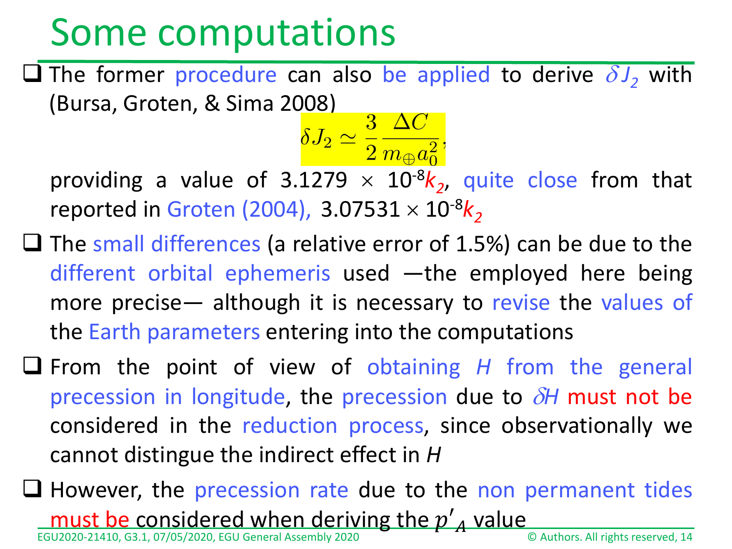# Some computations

- The former procedure can also be applied to derive $\delta J_2$ with (Bursa, Groten, & Sima 2008)

$$\delta J_2 \simeq \frac{3}{2}\frac{\Delta C}{m_{\oplus} a_0^2},$$

  providing a value of $3.1279 \times 10^{-8} k_2$, quite close from that reported in Groten (2004), $3.07531 \times 10^{-8} k_2$

- The small differences (a relative error of 1.5%) can be due to the different orbital ephemeris used —the employed here being more precise— although it is necessary to revise the values of the Earth parameters entering into the computations

- From the point of view of obtaining $H$ from the general precession in longitude, the precession due to $\delta H$ must not be considered in the reduction process, since observationally we cannot distingue the indirect effect in $H$

- However, the precession rate due to the non permanent tides must be considered when deriving the $p'_A$ value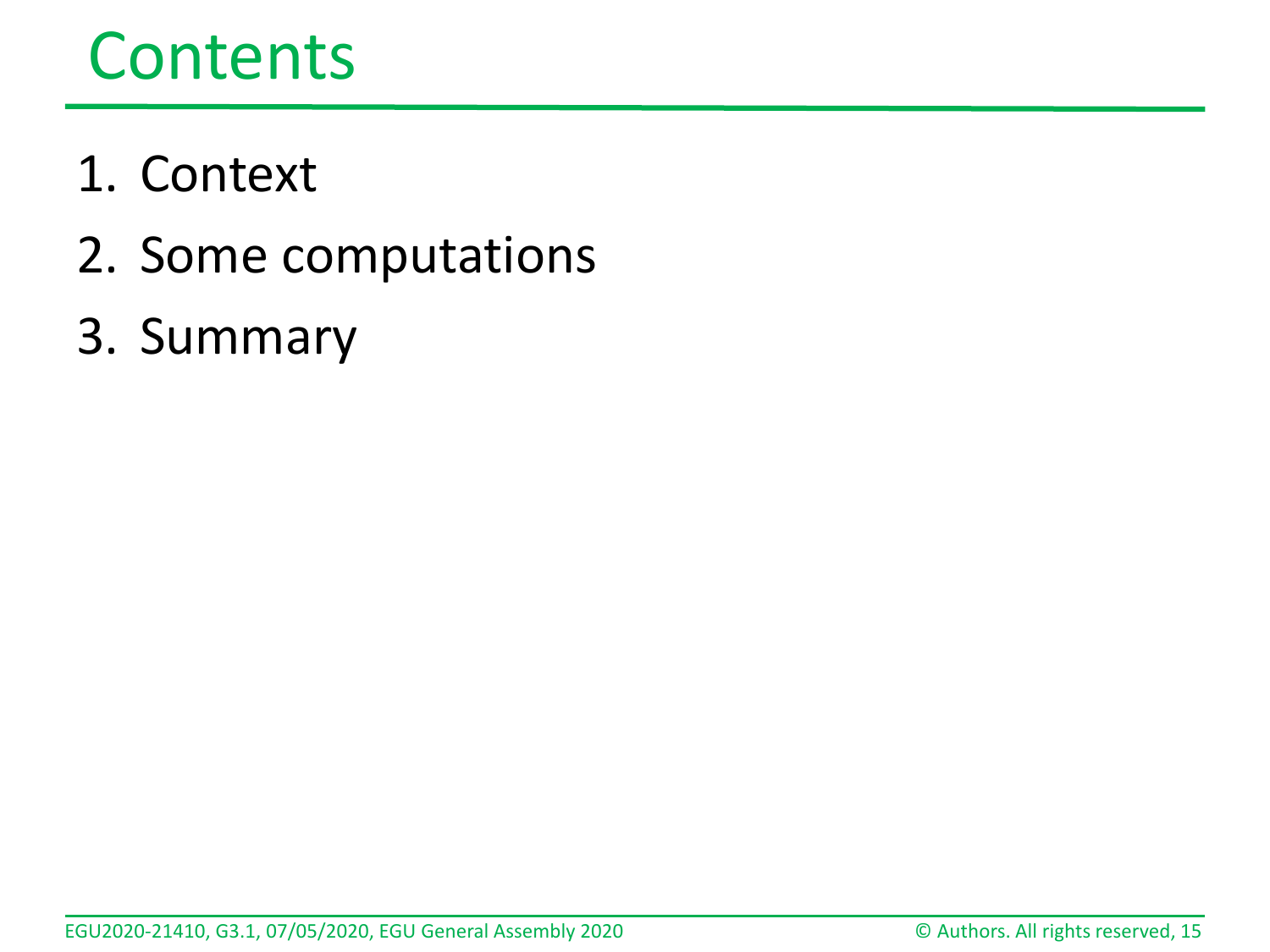# Contents

1. Context
2. Some computations
3. Summary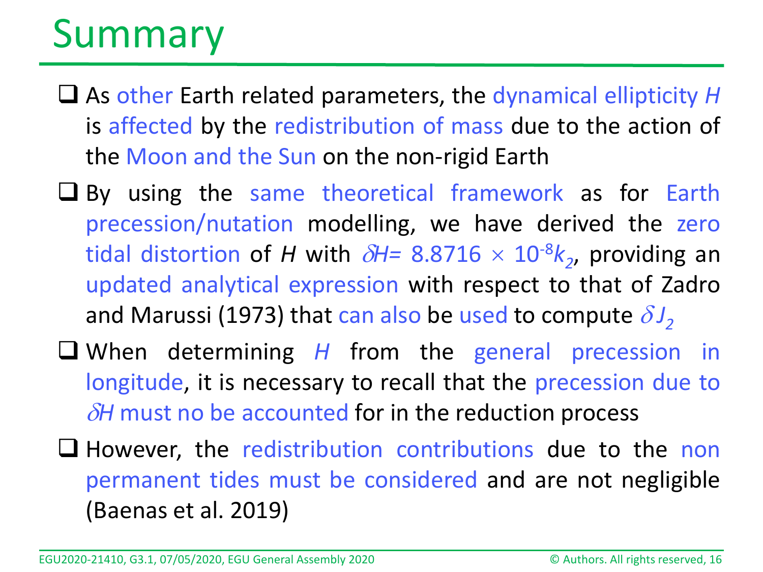# Summary

- As other Earth related parameters, the dynamical ellipticity $H$ is affected by the redistribution of mass due to the action of the Moon and the Sun on the non-rigid Earth
- By using the same theoretical framework as for Earth precession/nutation modelling, we have derived the zero tidal distortion of $H$ with $\delta H = 8.8716 \times 10^{-8} k_2$, providing an updated analytical expression with respect to that of Zadro and Marussi (1973) that can also be used to compute $\delta J_2$
- When determining $H$ from the general precession in longitude, it is necessary to recall that the precession due to $\delta H$ must no be accounted for in the reduction process
- However, the redistribution contributions due to the non permanent tides must be considered and are not negligible (Baenas et al. 2019)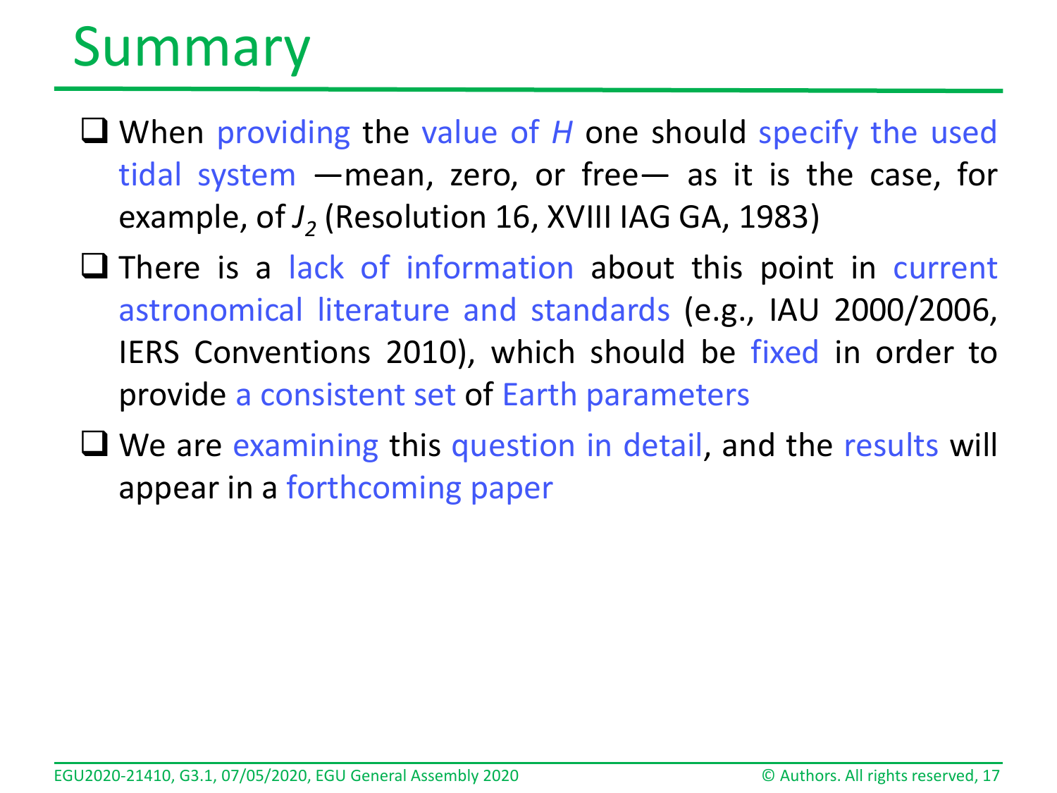# Summary

- When providing the value of $H$ one should specify the used tidal system —mean, zero, or free— as it is the case, for example, of $J_2$ (Resolution 16, XVIII IAG GA, 1983)
- There is a lack of information about this point in current astronomical literature and standards (e.g., IAU 2000/2006, IERS Conventions 2010), which should be fixed in order to provide a consistent set of Earth parameters
- We are examining this question in detail, and the results will appear in a forthcoming paper